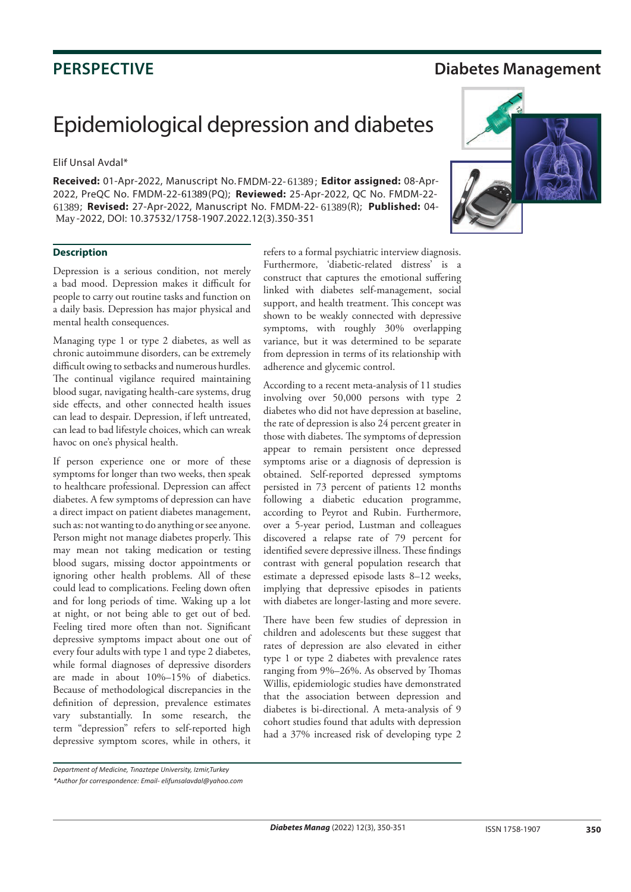PERSPECTIVE

Diabetes Management

# Epidemiological depression and diabetes

Elif Unsal Avdal*

**Received:** 01-Apr-2022, Manuscript No. FMDM-22- 61389; **Editor assigned:** 08-Apr-2022, PreQC No. FMDM-22-61389(PQ); **Reviewed:** 25-Apr-2022, QC No. FMDM-22-61389; **Revised:** 27-Apr-2022, Manuscript No. FMDM-22- 61389(R); **Published:** 04-May -2022, DOI: 10.37532/1758-1907.2022.12(3).350-351

## Description

Depression is a serious condition, not merely a bad mood. Depression makes it difficult for people to carry out routine tasks and function on a daily basis. Depression has major physical and mental health consequences.

Managing type 1 or type 2 diabetes, as well as chronic autoimmune disorders, can be extremely difficult owing to setbacks and numerous hurdles. The continual vigilance required maintaining blood sugar, navigating health-care systems, drug side effects, and other connected health issues can lead to despair. Depression, if left untreated, can lead to bad lifestyle choices, which can wreak havoc on one's physical health.

If person experience one or more of these symptoms for longer than two weeks, then speak to healthcare professional. Depression can affect diabetes. A few symptoms of depression can have a direct impact on patient diabetes management, such as: not wanting to do anything or see anyone. Person might not manage diabetes properly. This may mean not taking medication or testing blood sugars, missing doctor appointments or ignoring other health problems. All of these could lead to complications. Feeling down often and for long periods of time. Waking up a lot at night, or not being able to get out of bed. Feeling tired more often than not. Significant depressive symptoms impact about one out of every four adults with type 1 and type 2 diabetes, while formal diagnoses of depressive disorders are made in about 10%–15% of diabetics. Because of methodological discrepancies in the definition of depression, prevalence estimates vary substantially. In some research, the term "depression" refers to self-reported high depressive symptom scores, while in others, it refers to a formal psychiatric interview diagnosis. Furthermore, 'diabetic-related distress' is a construct that captures the emotional suffering linked with diabetes self-management, social support, and health treatment. This concept was shown to be weakly connected with depressive symptoms, with roughly 30% overlapping variance, but it was determined to be separate from depression in terms of its relationship with adherence and glycemic control.

According to a recent meta-analysis of 11 studies involving over 50,000 persons with type 2 diabetes who did not have depression at baseline, the rate of depression is also 24 percent greater in those with diabetes. The symptoms of depression appear to remain persistent once depressed symptoms arise or a diagnosis of depression is obtained. Self-reported depressed symptoms persisted in 73 percent of patients 12 months following a diabetic education programme, according to Peyrot and Rubin. Furthermore, over a 5-year period, Lustman and colleagues discovered a relapse rate of 79 percent for identified severe depressive illness. These findings contrast with general population research that estimate a depressed episode lasts 8–12 weeks, implying that depressive episodes in patients with diabetes are longer-lasting and more severe.

There have been few studies of depression in children and adolescents but these suggest that rates of depression are also elevated in either type 1 or type 2 diabetes with prevalence rates ranging from 9%–26%. As observed by Thomas Willis, epidemiologic studies have demonstrated that the association between depression and diabetes is bi-directional. A meta-analysis of 9 cohort studies found that adults with depression had a 37% increased risk of developing type 2

*Department of Medicine, Tinaztepe University, Izmir,Turkey*

*\*Author for correspondence: Email- elifunsalavdal@yahoo.com*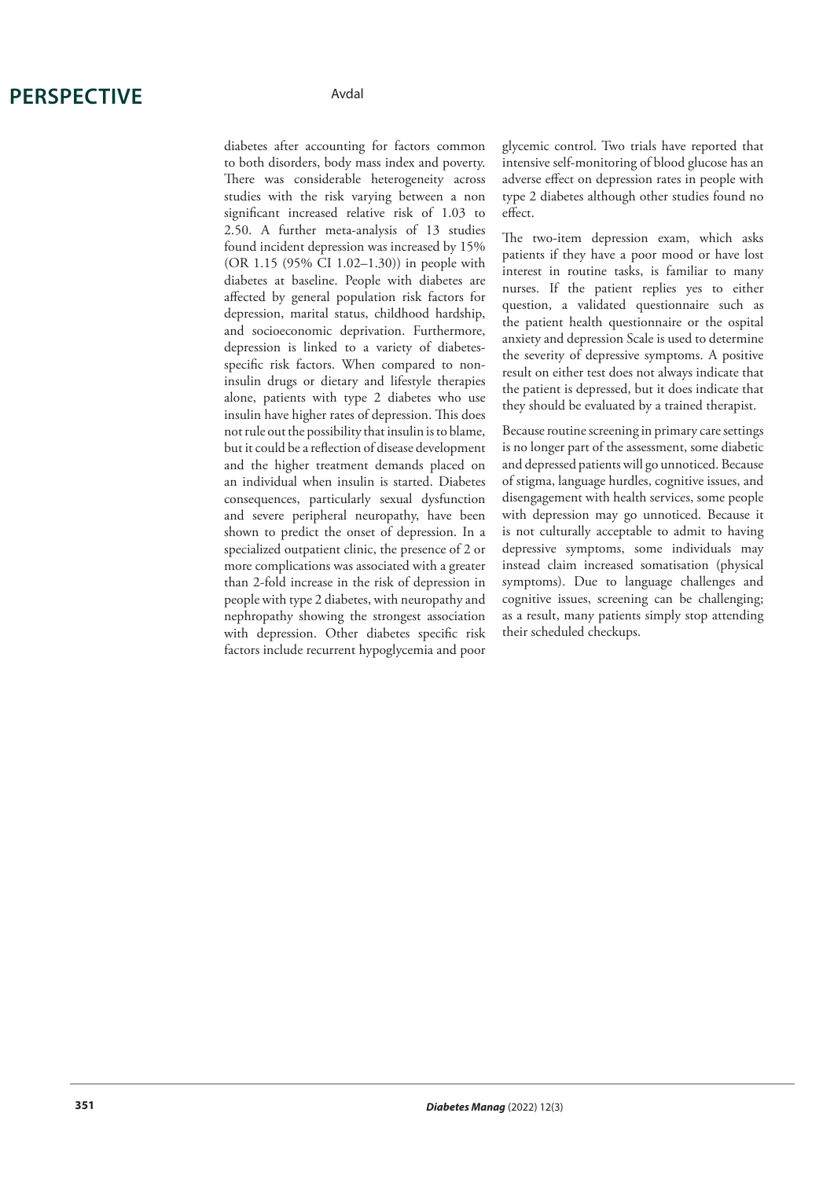diabetes after accounting for factors common to both disorders, body mass index and poverty. There was considerable heterogeneity across studies with the risk varying between a non significant increased relative risk of 1.03 to 2.50. A further meta-analysis of 13 studies found incident depression was increased by 15% (OR 1.15 (95% CI 1.02–1.30)) in people with diabetes at baseline. People with diabetes are affected by general population risk factors for depression, marital status, childhood hardship, and socioeconomic deprivation. Furthermore, depression is linked to a variety of diabetes-specific risk factors. When compared to non-insulin drugs or dietary and lifestyle therapies alone, patients with type 2 diabetes who use insulin have higher rates of depression. This does not rule out the possibility that insulin is to blame, but it could be a reflection of disease development and the higher treatment demands placed on an individual when insulin is started. Diabetes consequences, particularly sexual dysfunction and severe peripheral neuropathy, have been shown to predict the onset of depression. In a specialized outpatient clinic, the presence of 2 or more complications was associated with a greater than 2-fold increase in the risk of depression in people with type 2 diabetes, with neuropathy and nephropathy showing the strongest association with depression. Other diabetes specific risk factors include recurrent hypoglycemia and poor glycemic control. Two trials have reported that intensive self-monitoring of blood glucose has an adverse effect on depression rates in people with type 2 diabetes although other studies found no effect.

The two-item depression exam, which asks patients if they have a poor mood or have lost interest in routine tasks, is familiar to many nurses. If the patient replies yes to either question, a validated questionnaire such as the patient health questionnaire or the ospital anxiety and depression Scale is used to determine the severity of depressive symptoms. A positive result on either test does not always indicate that the patient is depressed, but it does indicate that they should be evaluated by a trained therapist.

Because routine screening in primary care settings is no longer part of the assessment, some diabetic and depressed patients will go unnoticed. Because of stigma, language hurdles, cognitive issues, and disengagement with health services, some people with depression may go unnoticed. Because it is not culturally acceptable to admit to having depressive symptoms, some individuals may instead claim increased somatisation (physical symptoms). Due to language challenges and cognitive issues, screening can be challenging; as a result, many patients simply stop attending their scheduled checkups.